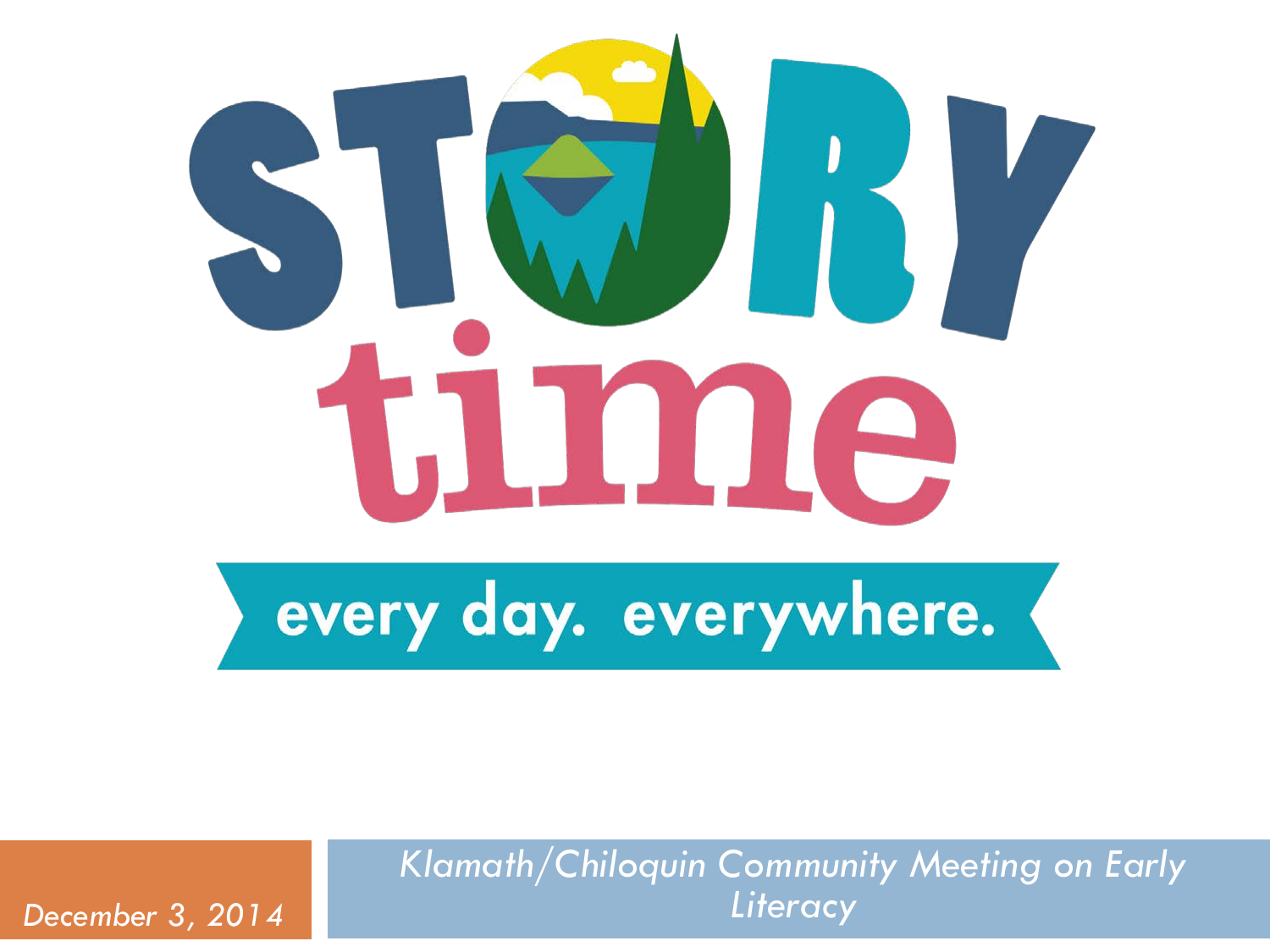# STORY time

every day. everywhere.

December 3, 2014

*Klamath/Chiloquin Community Meeting on Early Literacy*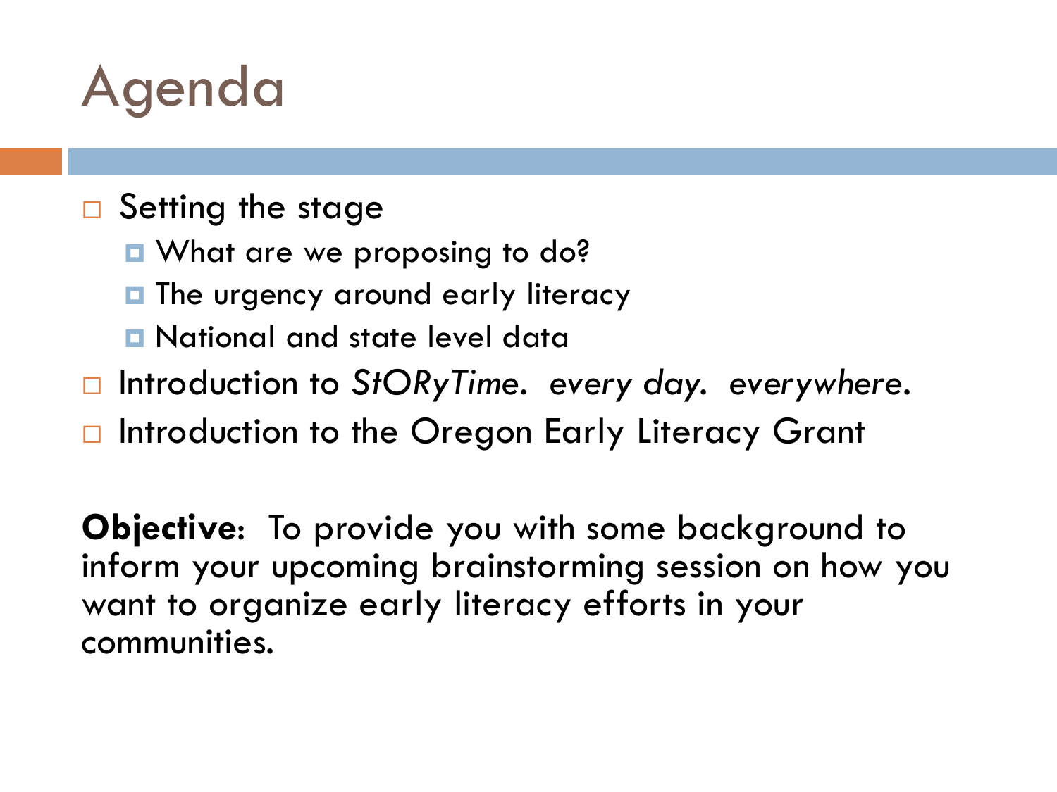# Agenda

- Setting the stage
  - What are we proposing to do?
  - The urgency around early literacy
  - National and state level data
- Introduction to *StORyTime. every day. everywhere.*
- Introduction to the Oregon Early Literacy Grant

**Objective**: To provide you with some background to inform your upcoming brainstorming session on how you want to organize early literacy efforts in your communities.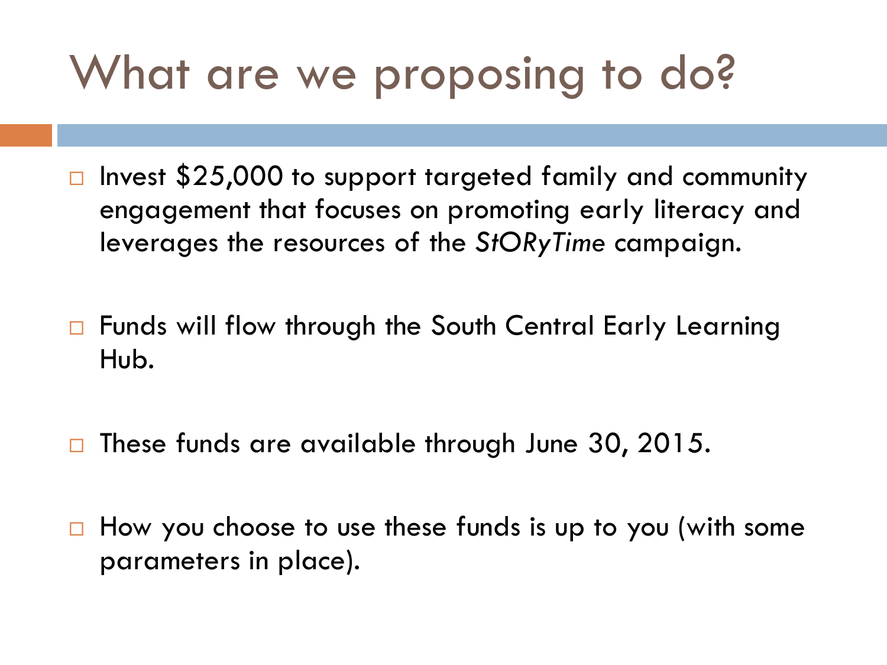# What are we proposing to do?

- Invest $25,000 to support targeted family and community engagement that focuses on promoting early literacy and leverages the resources of the *StORyTime* campaign.
- Funds will flow through the South Central Early Learning Hub.
- These funds are available through June 30, 2015.
- How you choose to use these funds is up to you (with some parameters in place).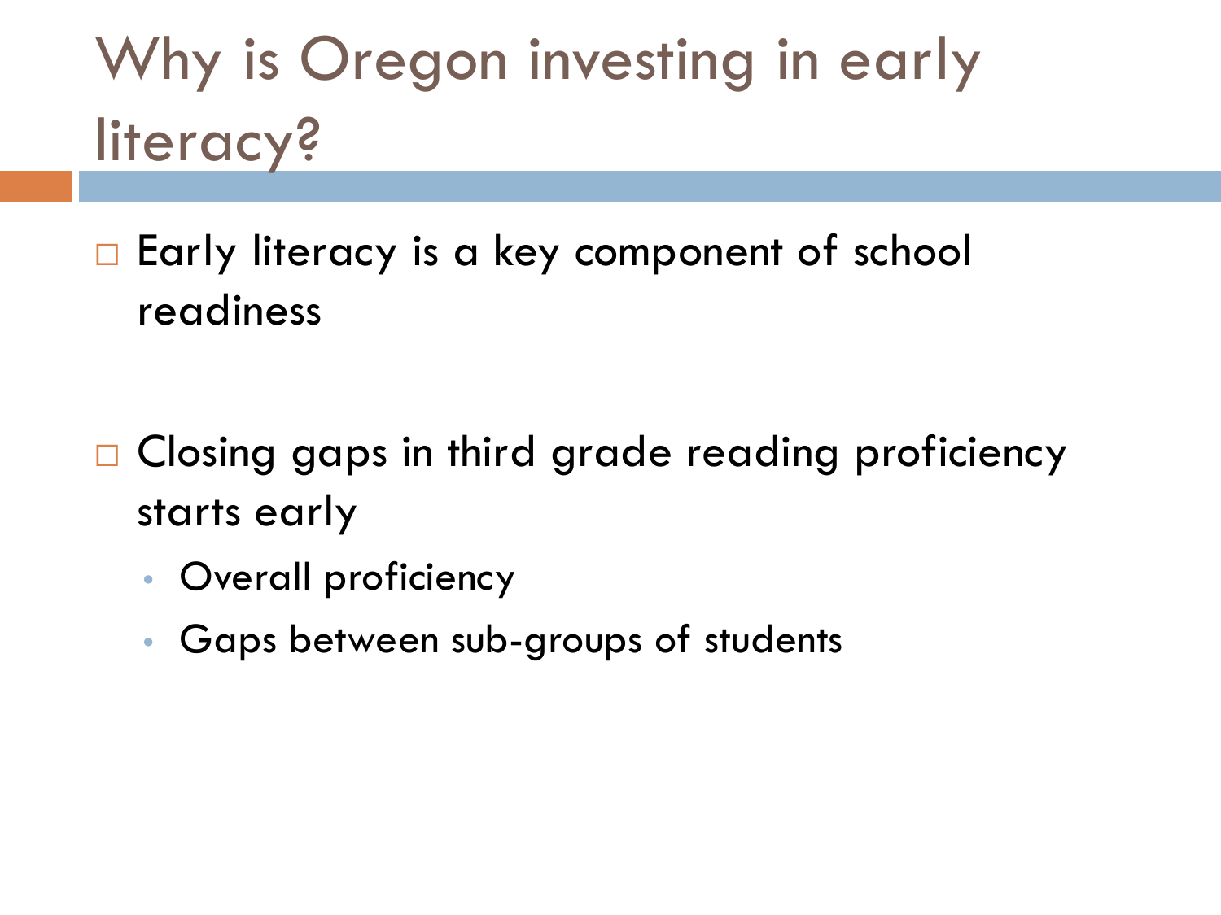# Why is Oregon investing in early literacy?

- Early literacy is a key component of school readiness

- Closing gaps in third grade reading proficiency starts early
  - Overall proficiency
  - Gaps between sub-groups of students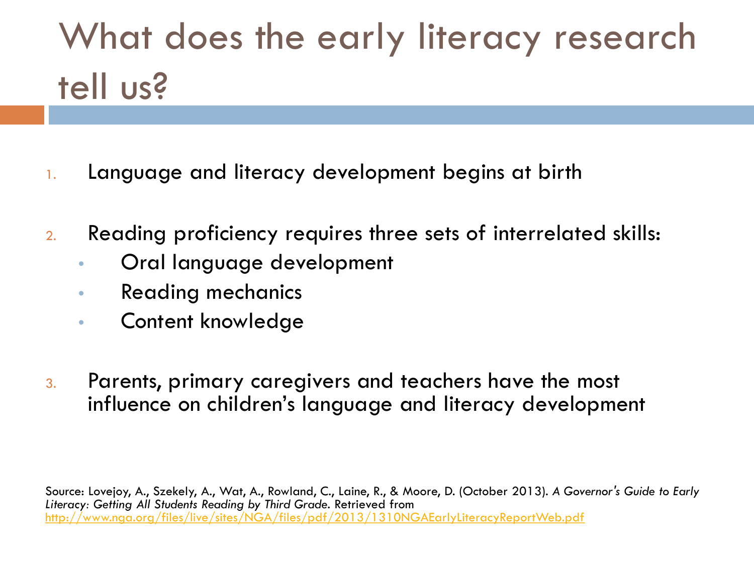# What does the early literacy research tell us?

1. Language and literacy development begins at birth

2. Reading proficiency requires three sets of interrelated skills:
   - Oral language development
   - Reading mechanics
   - Content knowledge

3. Parents, primary caregivers and teachers have the most influence on children's language and literacy development

Source: Lovejoy, A., Szekely, A., Wat, A., Rowland, C., Laine, R., & Moore, D. (October 2013). *A Governor's Guide to Early Literacy: Getting All Students Reading by Third Grade*. Retrieved from http://www.nga.org/files/live/sites/NGA/files/pdf/2013/1310NGAEarlyLiteracyReportWeb.pdf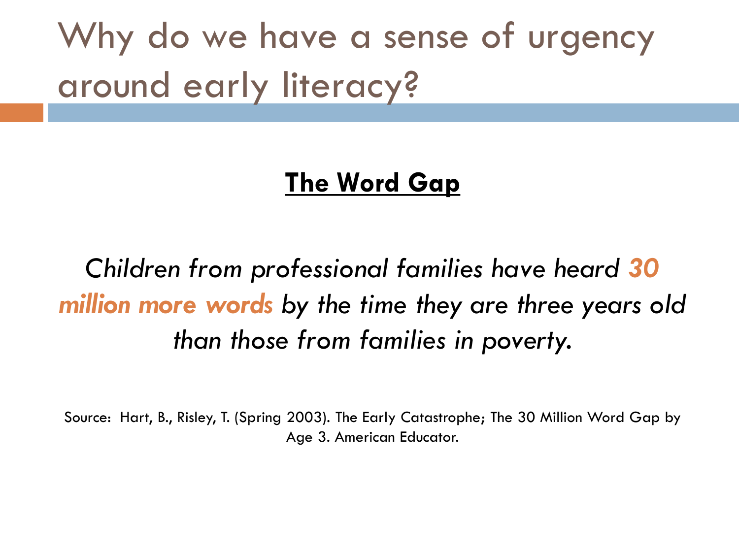# Why do we have a sense of urgency around early literacy?

## The Word Gap

*Children from professional families have heard **30 million more words** by the time they are three years old than those from families in poverty.*

Source: Hart, B., Risley, T. (Spring 2003). The Early Catastrophe; The 30 Million Word Gap by Age 3. American Educator.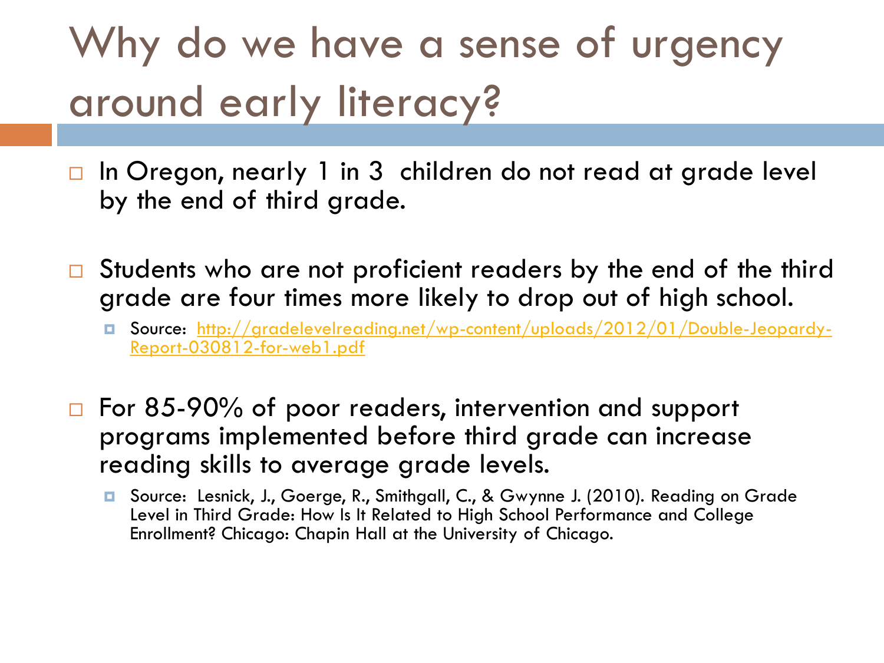# Why do we have a sense of urgency around early literacy?

- In Oregon, nearly 1 in 3 children do not read at grade level by the end of third grade.
- Students who are not proficient readers by the end of the third grade are four times more likely to drop out of high school.
  - Source: [http://gradelevelreading.net/wp-content/uploads/2012/01/Double-Jeopardy-Report-030812-for-web1.pdf](http://gradelevelreading.net/wp-content/uploads/2012/01/Double-Jeopardy-Report-030812-for-web1.pdf)
- For 85-90% of poor readers, intervention and support programs implemented before third grade can increase reading skills to average grade levels.
  - Source: Lesnick, J., Goerge, R., Smithgall, C., & Gwynne J. (2010). Reading on Grade Level in Third Grade: How Is It Related to High School Performance and College Enrollment? Chicago: Chapin Hall at the University of Chicago.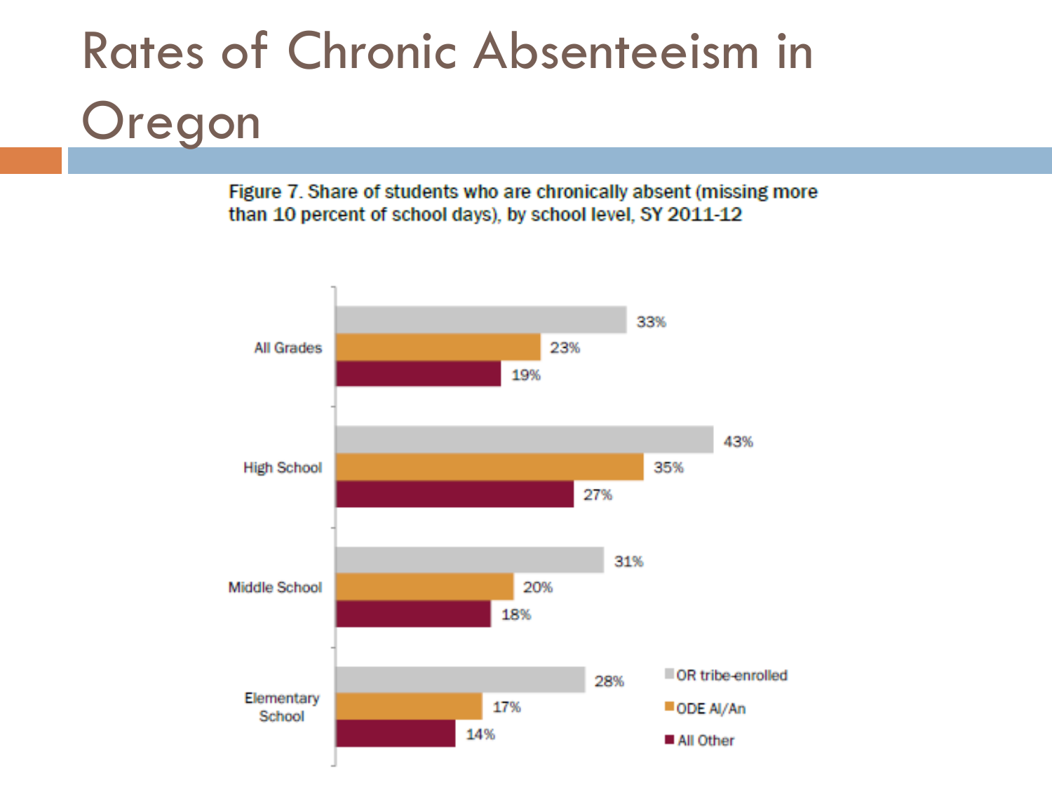# Rates of Chronic Absenteeism in Oregon

Figure 7. Share of students who are chronically absent (missing more than 10 percent of school days), by school level, SY 2011-12

| | OR tribe-enrolled | ODE AI/An | All Other |
|---|---|---|---|
| All Grades | 33% | 23% | 19% |
| High School | 43% | 35% | 27% |
| Middle School | 31% | 20% | 18% |
| Elementary School | 28% | 17% | 14% |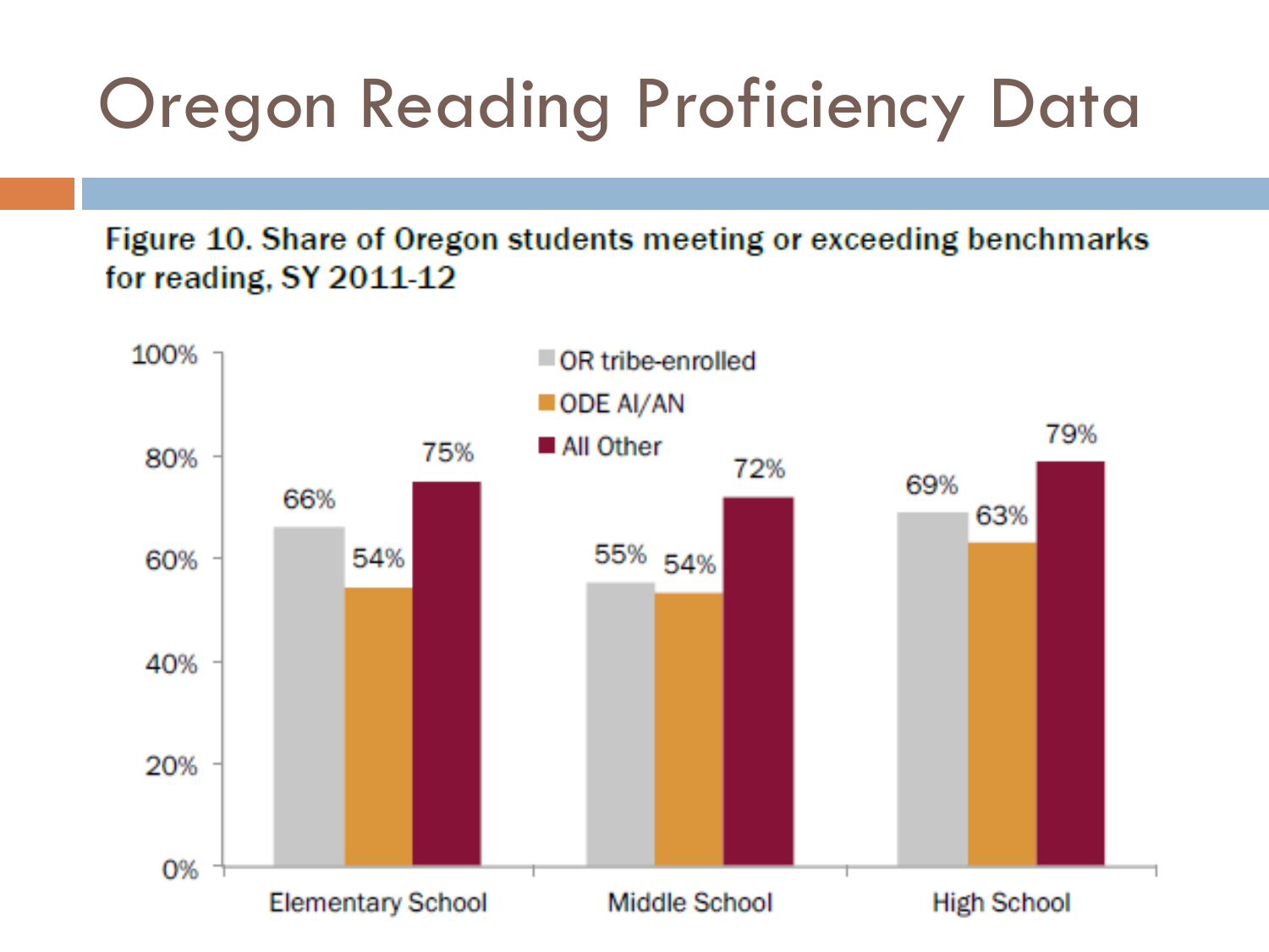# Oregon Reading Proficiency Data

**Figure 10. Share of Oregon students meeting or exceeding benchmarks for reading, SY 2011-12**

| | OR tribe-enrolled | ODE AI/AN | All Other |
|---|---|---|---|
| Elementary School | 66% | 54% | 75% |
| Middle School | 55% | 54% | 72% |
| High School | 69% | 63% | 79% |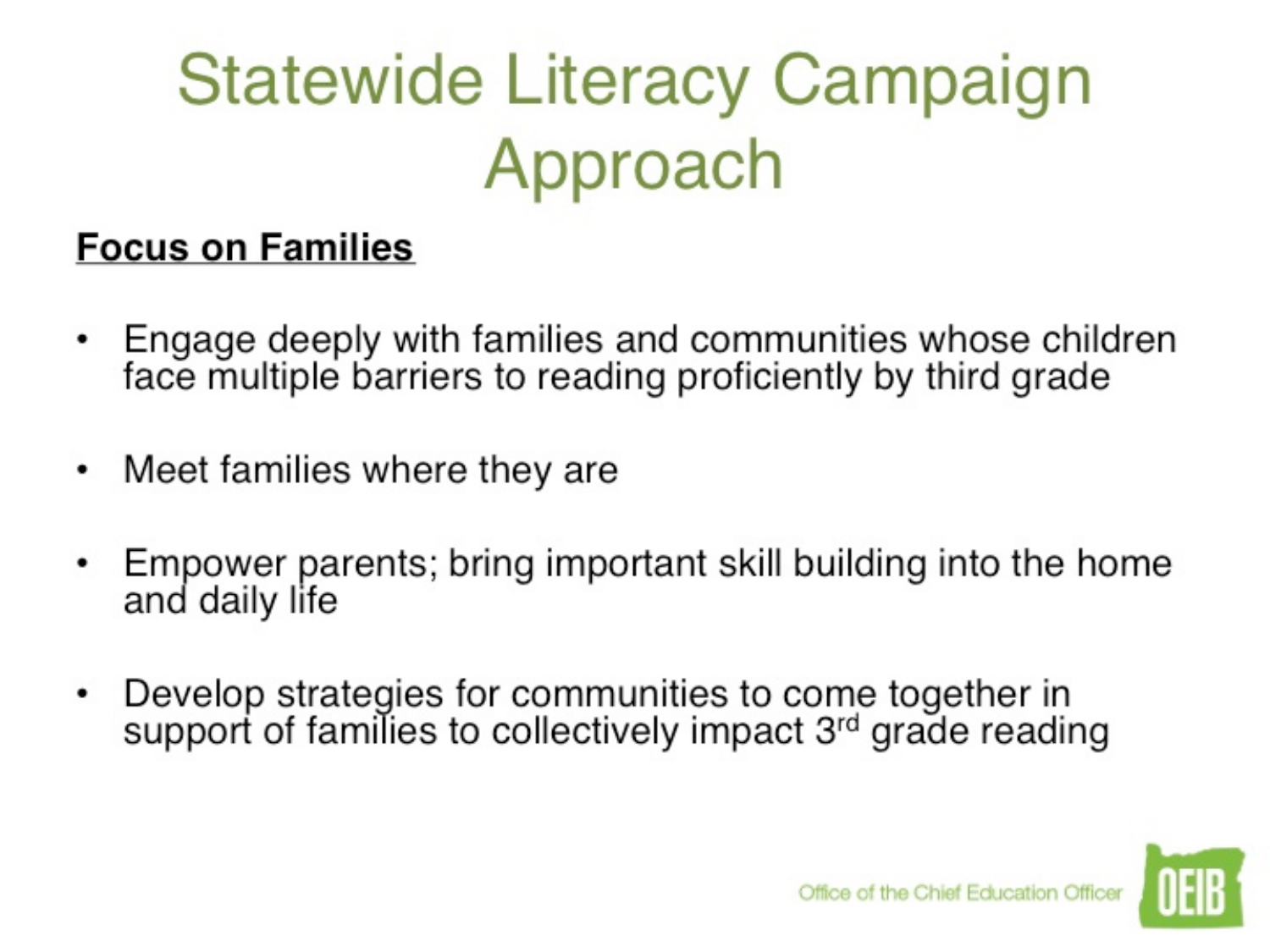# Statewide Literacy Campaign Approach

**Focus on Families**

- Engage deeply with families and communities whose children face multiple barriers to reading proficiently by third grade
- Meet families where they are
- Empower parents; bring important skill building into the home and daily life
- Develop strategies for communities to come together in support of families to collectively impact 3rd grade reading

Office of the Chief Education Officer OEIB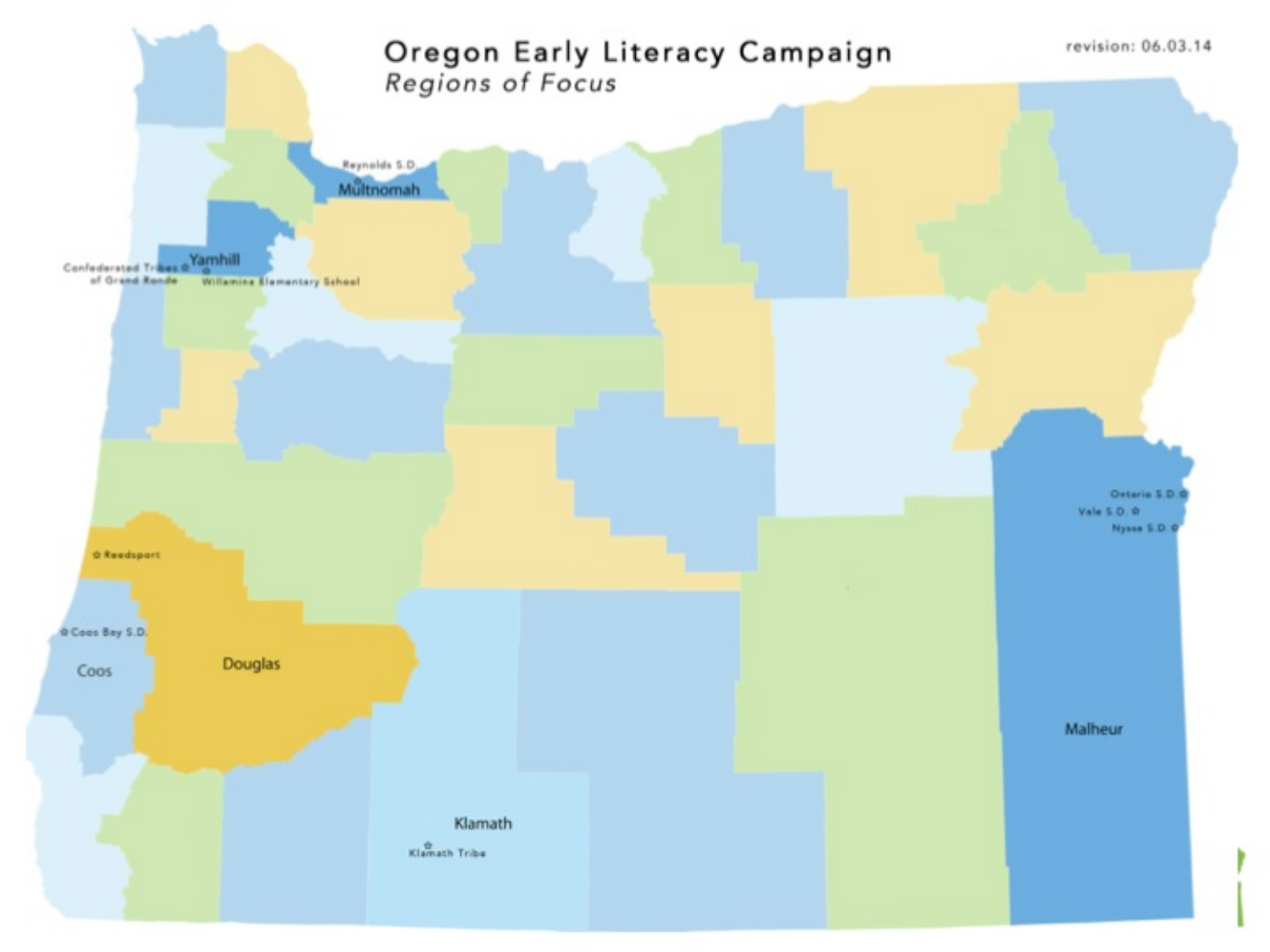# Oregon Early Literacy Campaign

*Regions of Focus*

revision: 06.03.14

Reynolds S.D.

Multnomah

Yamhill

Confederated Tribes of Grand Ronde

Willamina Elementary School

Reedsport

Coos Bay S.D.

Coos

Douglas

Klamath

Klamath Tribe

Ontario S.D.

Vale S.D.

Nyssa S.D.

Malheur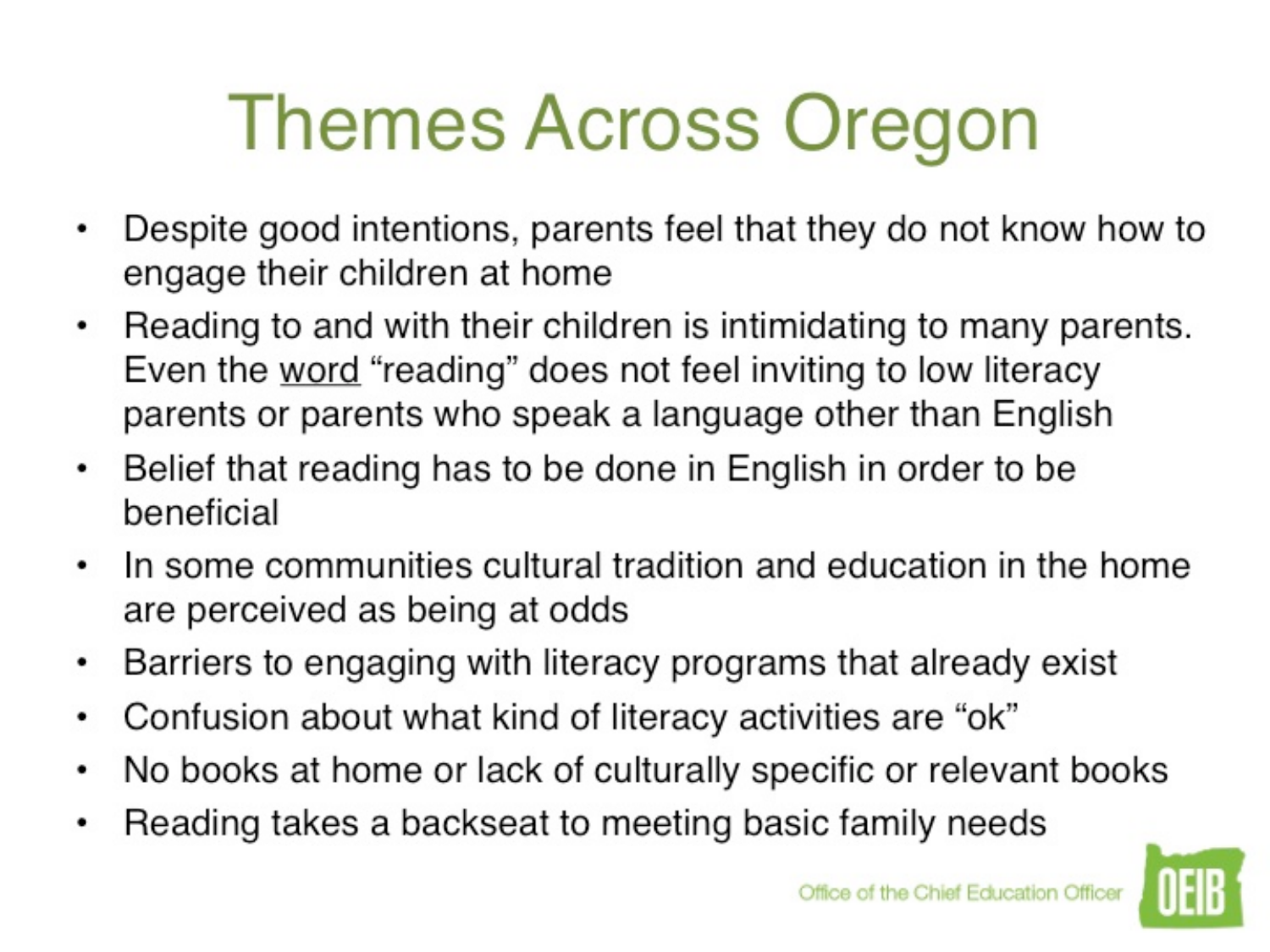# Themes Across Oregon

- Despite good intentions, parents feel that they do not know how to engage their children at home
- Reading to and with their children is intimidating to many parents. Even the <u>word</u> "reading" does not feel inviting to low literacy parents or parents who speak a language other than English
- Belief that reading has to be done in English in order to be beneficial
- In some communities cultural tradition and education in the home are perceived as being at odds
- Barriers to engaging with literacy programs that already exist
- Confusion about what kind of literacy activities are "ok"
- No books at home or lack of culturally specific or relevant books
- Reading takes a backseat to meeting basic family needs

Office of the Chief Education Officer OEIB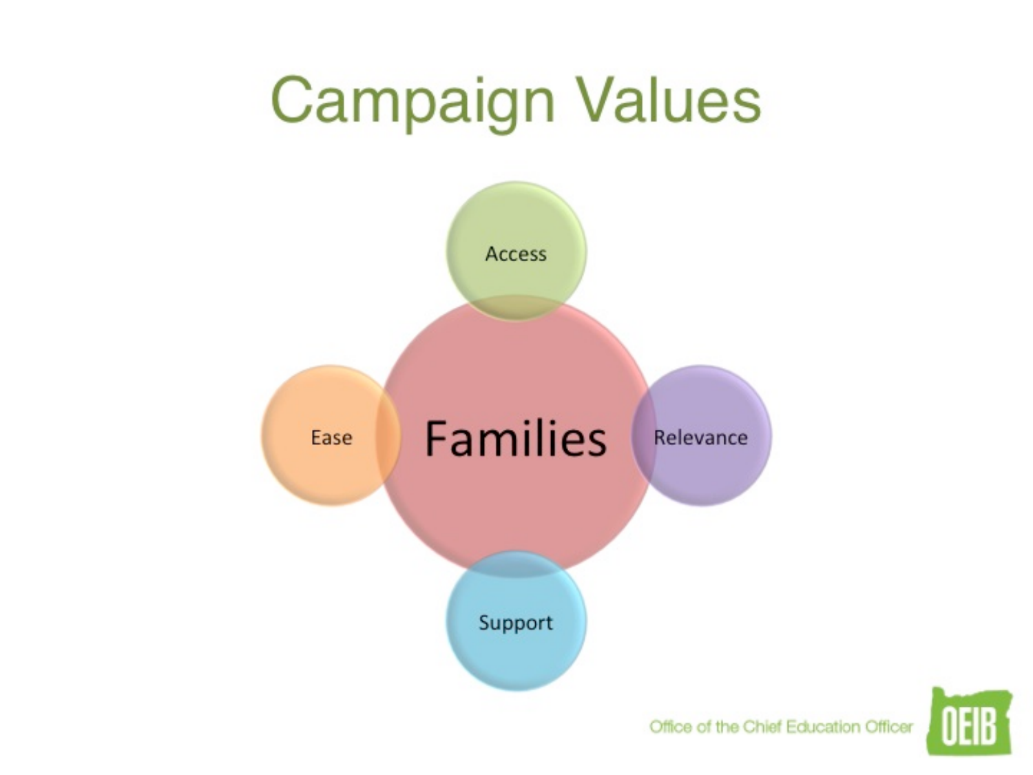# Campaign Values

- Families
  - Access
  - Relevance
  - Support
  - Ease

Office of the Chief Education Officer

OEIB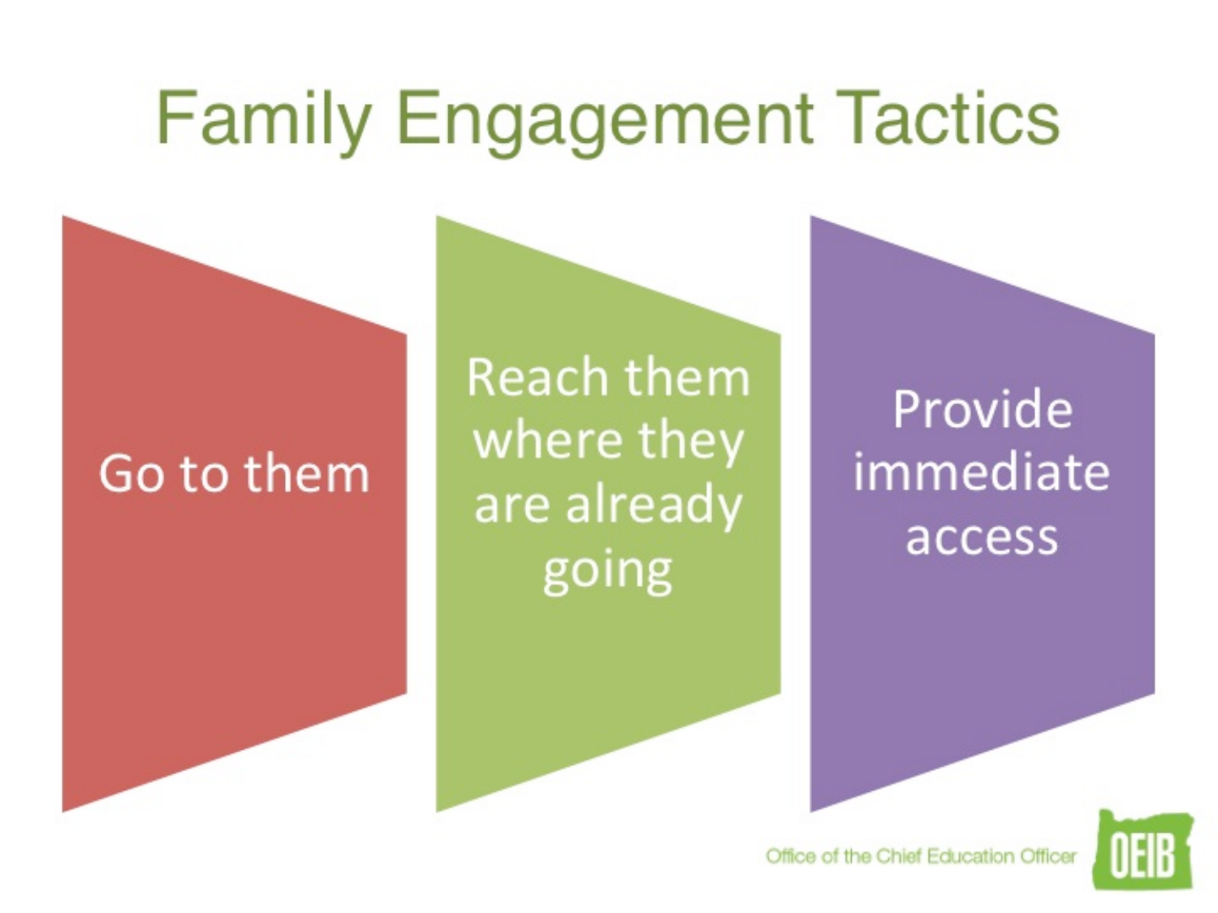# Family Engagement Tactics

- Go to them
- Reach them where they are already going
- Provide immediate access

Office of the Chief Education Officer

OEIB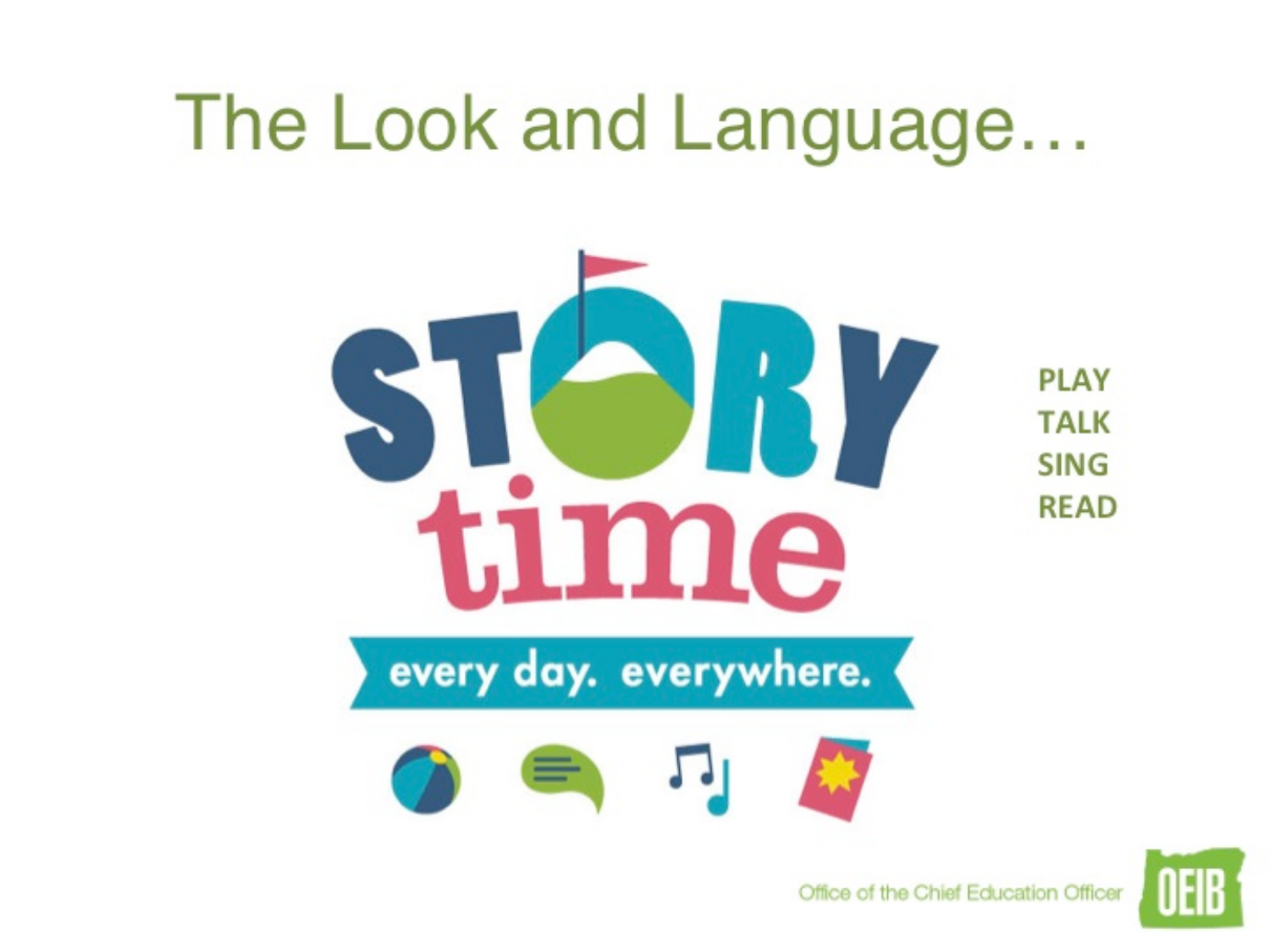# The Look and Language…

STORY time

every day. everywhere.

PLAY
TALK
SING
READ

Office of the Chief Education Officer

OEIB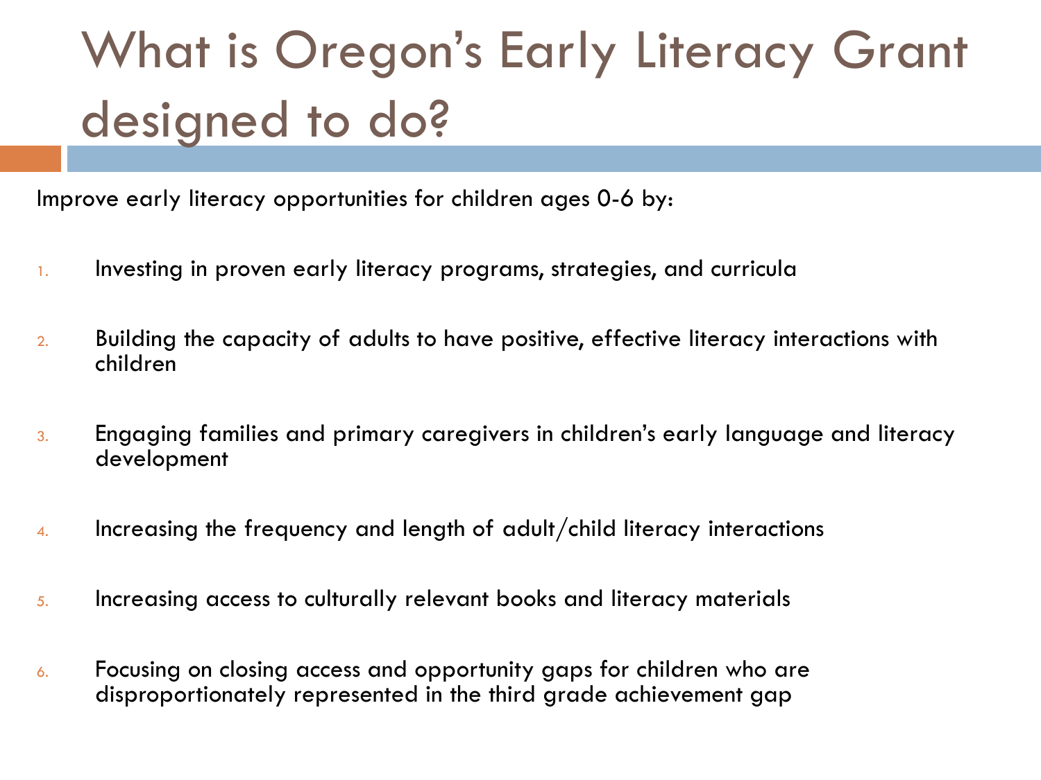# What is Oregon’s Early Literacy Grant designed to do?

Improve early literacy opportunities for children ages 0-6 by:

1. Investing in proven early literacy programs, strategies, and curricula
2. Building the capacity of adults to have positive, effective literacy interactions with children
3. Engaging families and primary caregivers in children’s early language and literacy development
4. Increasing the frequency and length of adult/child literacy interactions
5. Increasing access to culturally relevant books and literacy materials
6. Focusing on closing access and opportunity gaps for children who are disproportionately represented in the third grade achievement gap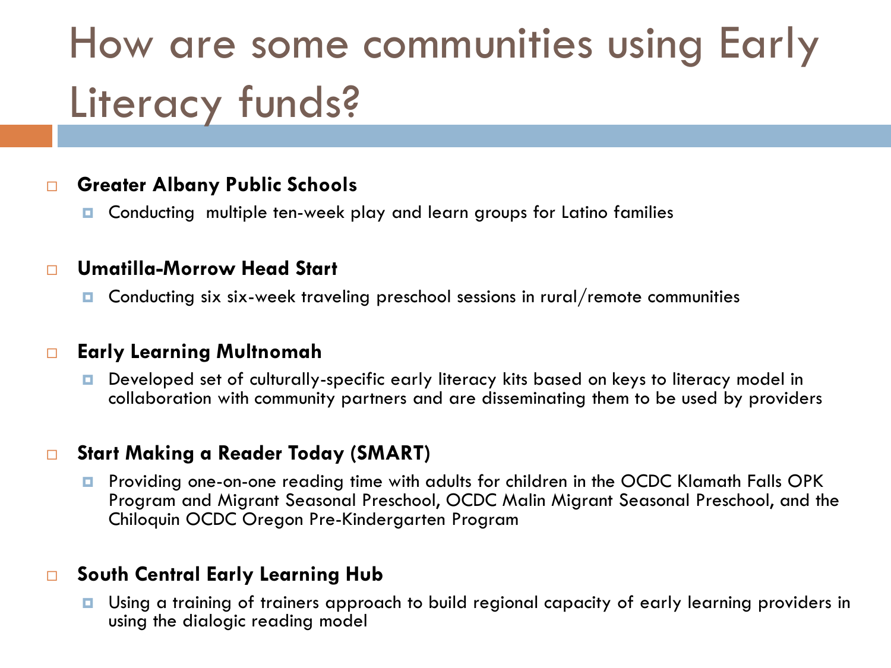# How are some communities using Early Literacy funds?

- **Greater Albany Public Schools**
  - Conducting multiple ten-week play and learn groups for Latino families
- **Umatilla-Morrow Head Start**
  - Conducting six six-week traveling preschool sessions in rural/remote communities
- **Early Learning Multnomah**
  - Developed set of culturally-specific early literacy kits based on keys to literacy model in collaboration with community partners and are disseminating them to be used by providers
- **Start Making a Reader Today (SMART)**
  - Providing one-on-one reading time with adults for children in the OCDC Klamath Falls OPK Program and Migrant Seasonal Preschool, OCDC Malin Migrant Seasonal Preschool, and the Chiloquin OCDC Oregon Pre-Kindergarten Program
- **South Central Early Learning Hub**
  - Using a training of trainers approach to build regional capacity of early learning providers in using the dialogic reading model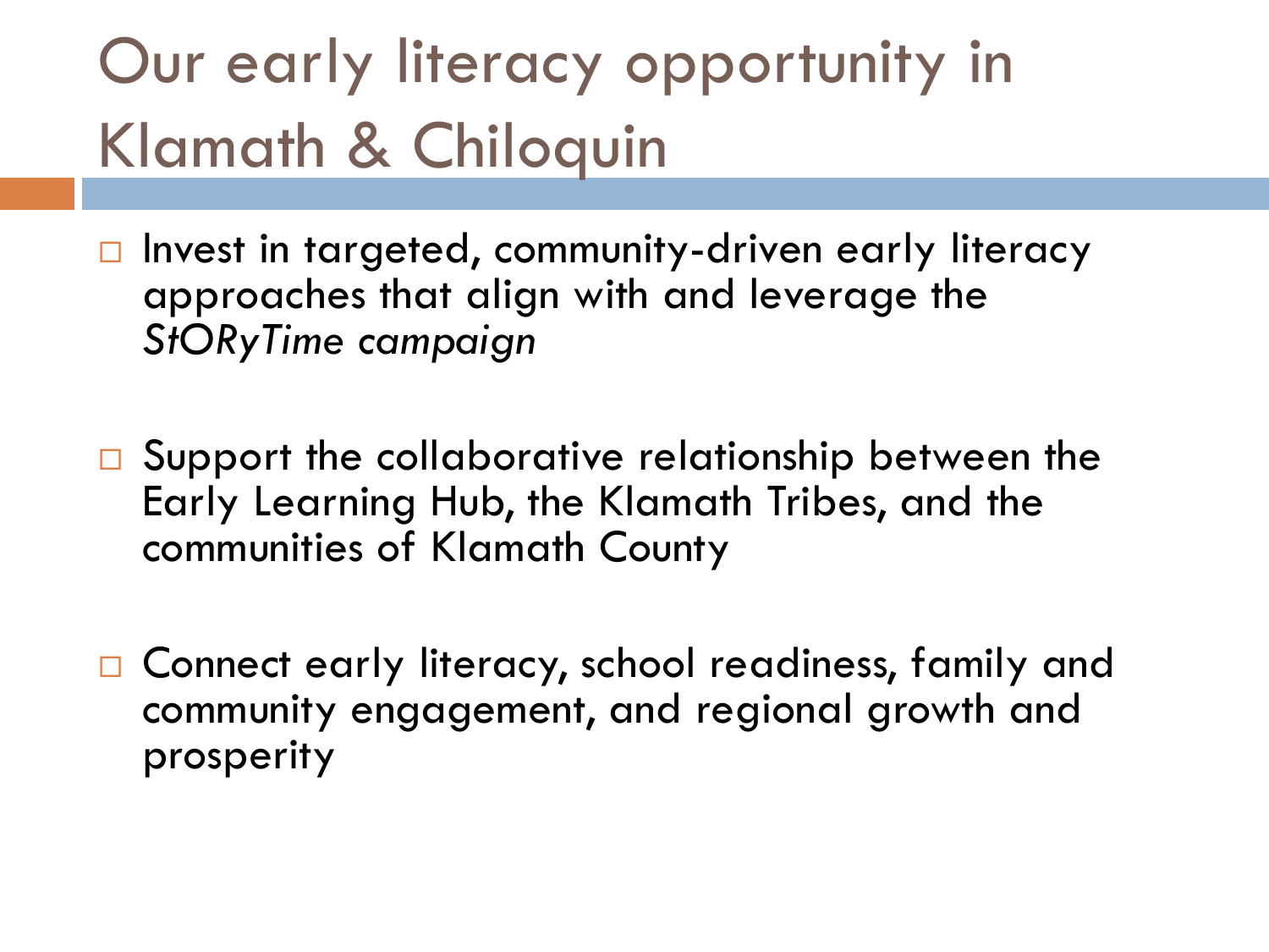# Our early literacy opportunity in Klamath & Chiloquin

- Invest in targeted, community-driven early literacy approaches that align with and leverage the *StORyTime campaign*

- Support the collaborative relationship between the Early Learning Hub, the Klamath Tribes, and the communities of Klamath County

- Connect early literacy, school readiness, family and community engagement, and regional growth and prosperity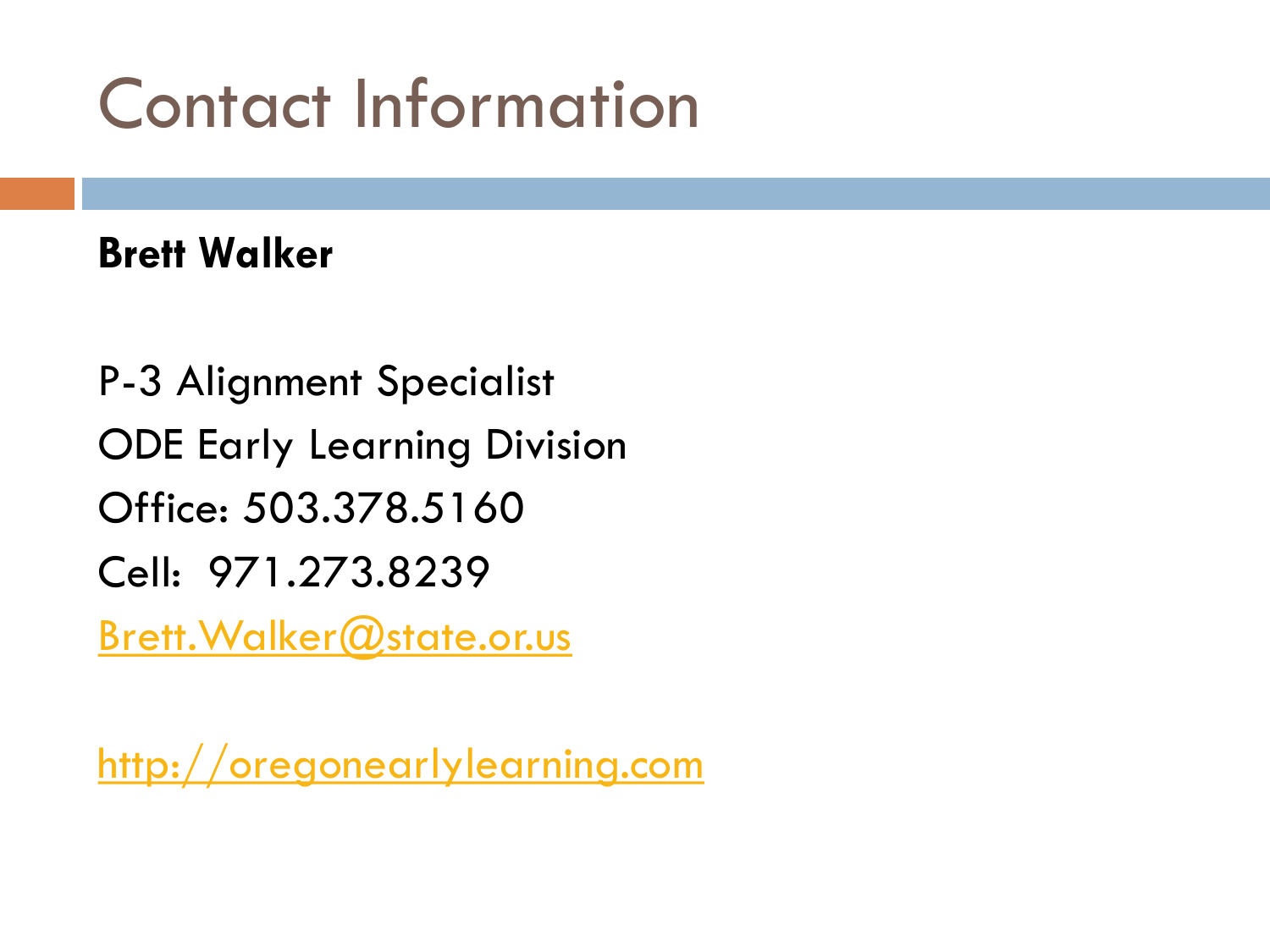# Contact Information

**Brett Walker**

P-3 Alignment Specialist
ODE Early Learning Division
Office: 503.378.5160
Cell: 971.273.8239
Brett.Walker@state.or.us

http://oregonearlylearning.com